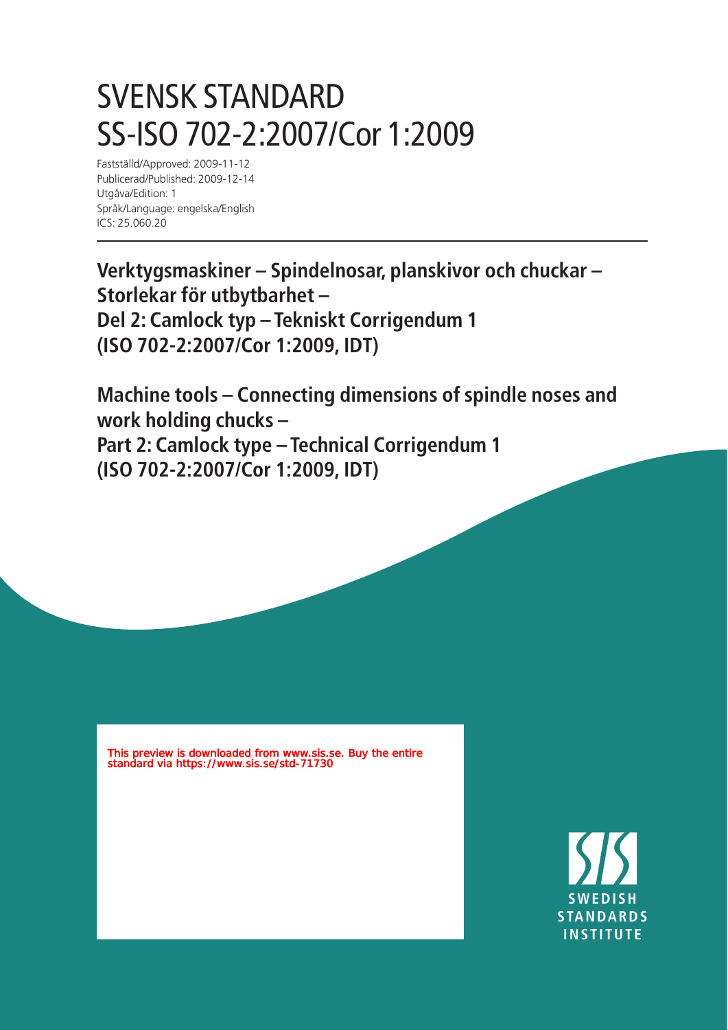# SVENSK STANDARD
# SS-ISO 702-2:2007/Cor 1:2009

Fastställd/Approved: 2009-11-12
Publicerad/Published: 2009-12-14
Utgåva/Edition: 1
Språk/Language: engelska/English
ICS: 25.060.20

**Verktygsmaskiner – Spindelnosar, planskivor och chuckar – Storlekar för utbytbarhet – Del 2: Camlock typ – Tekniskt Corrigendum 1 (ISO 702-2:2007/Cor 1:2009, IDT)**

**Machine tools – Connecting dimensions of spindle noses and work holding chucks – Part 2: Camlock type – Technical Corrigendum 1 (ISO 702-2:2007/Cor 1:2009, IDT)**

This preview is downloaded from www.sis.se. Buy the entire standard via https://www.sis.se/std-71730

SWEDISH STANDARDS INSTITUTE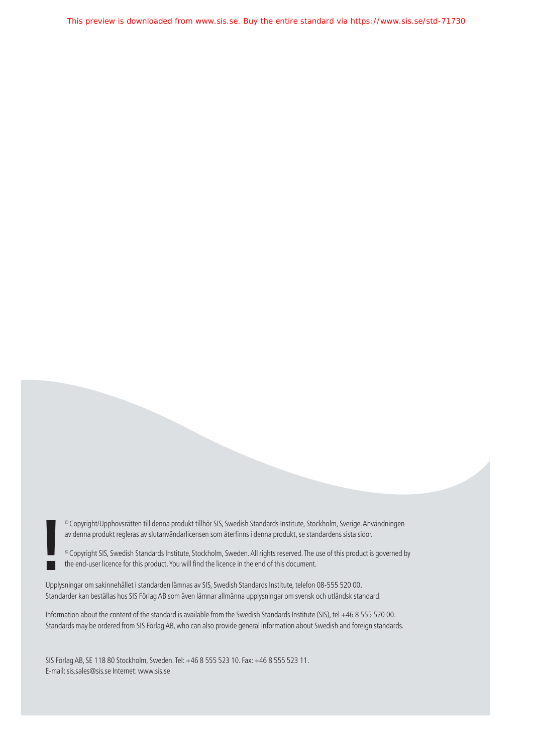© Copyright/Upphovsrätten till denna produkt tillhör SIS, Swedish Standards Institute, Stockholm, Sverige. Användningen av denna produkt regleras av slutanvändarlicensen som återfinns i denna produkt, se standardens sista sidor.

© Copyright SIS, Swedish Standards Institute, Stockholm, Sweden. All rights reserved. The use of this product is governed by the end-user licence for this product. You will find the licence in the end of this document.

Upplysningar om sakinnehållet i standarden lämnas av SIS, Swedish Standards Institute, telefon 08-555 520 00.
Standarder kan beställas hos SIS Förlag AB som även lämnar allmänna upplysningar om svensk och utländsk standard.

Information about the content of the standard is available from the Swedish Standards Institute (SIS), tel +46 8 555 520 00.
Standards may be ordered from SIS Förlag AB, who can also provide general information about Swedish and foreign standards.

SIS Förlag AB, SE 118 80 Stockholm, Sweden. Tel: +46 8 555 523 10. Fax: +46 8 555 523 11.
E-mail: sis.sales@sis.se Internet: www.sis.se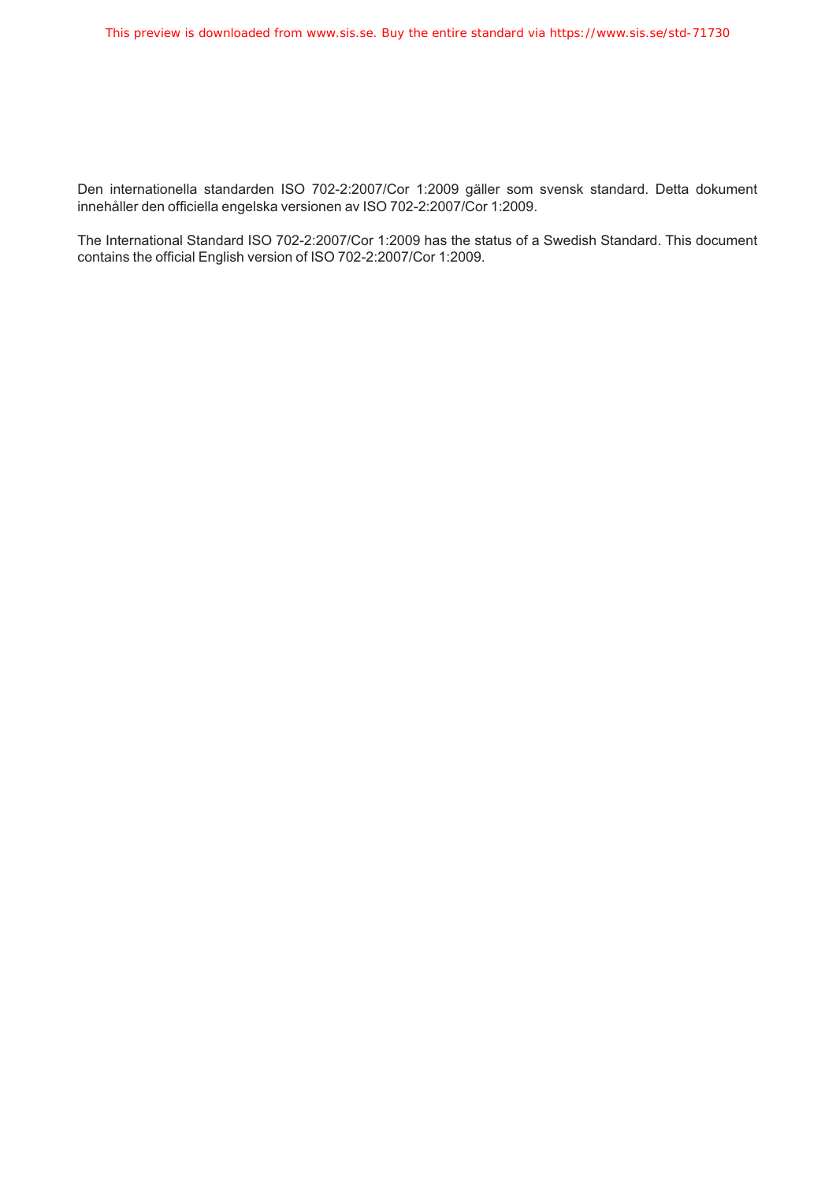Den internationella standarden ISO 702-2:2007/Cor 1:2009 gäller som svensk standard. Detta dokument innehåller den officiella engelska versionen av ISO 702-2:2007/Cor 1:2009.

The International Standard ISO 702-2:2007/Cor 1:2009 has the status of a Swedish Standard. This document contains the official English version of ISO 702-2:2007/Cor 1:2009.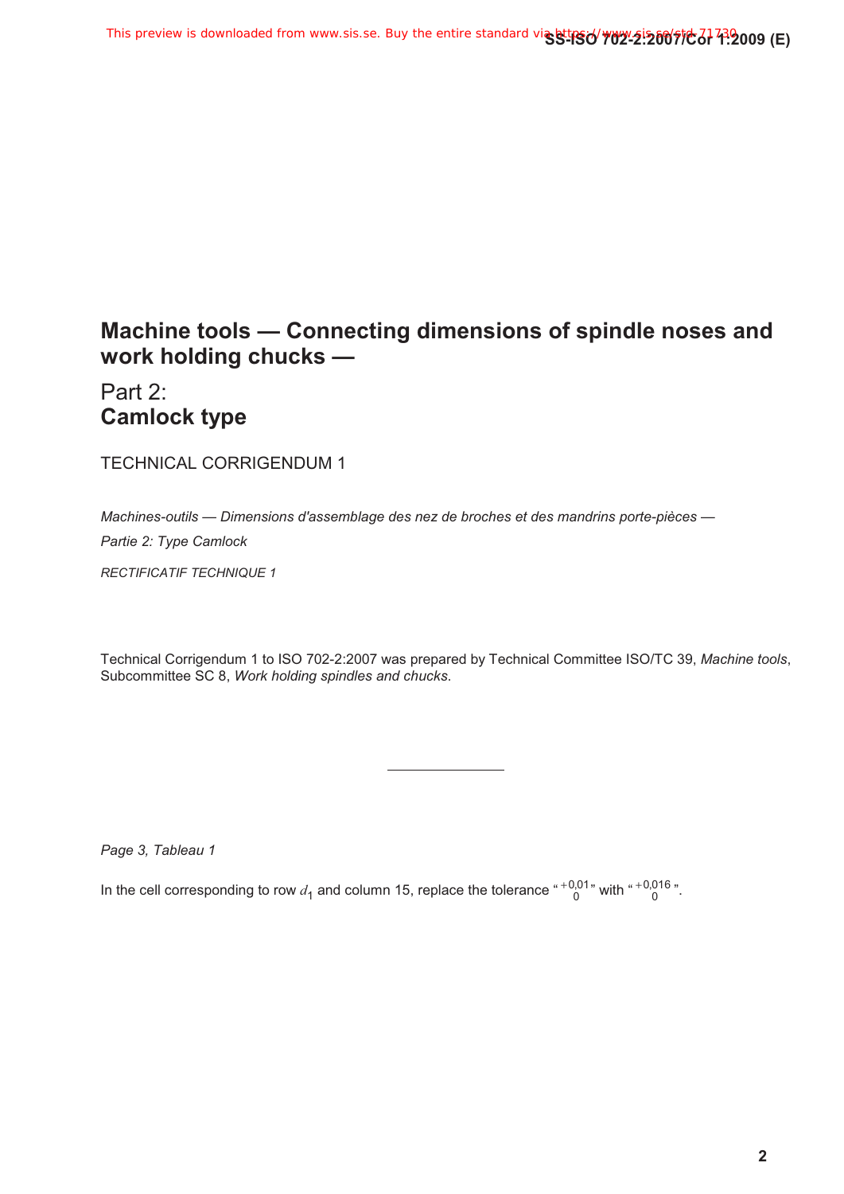# Machine tools — Connecting dimensions of spindle noses and work holding chucks —

## Part 2:
## **Camlock type**

TECHNICAL CORRIGENDUM 1

*Machines-outils — Dimensions d'assemblage des nez de broches et des mandrins porte-pièces —*

*Partie 2: Type Camlock*

*RECTIFICATIF TECHNIQUE 1*

Technical Corrigendum 1 to ISO 702-2:2007 was prepared by Technical Committee ISO/TC 39, *Machine tools*, Subcommittee SC 8, *Work holding spindles and chucks*.

---

*Page 3, Tableau 1*

In the cell corresponding to row $d_1$ and column 15, replace the tolerance "$^{+0{,}01}_{0}$" with "$^{+0{,}016}_{0}$".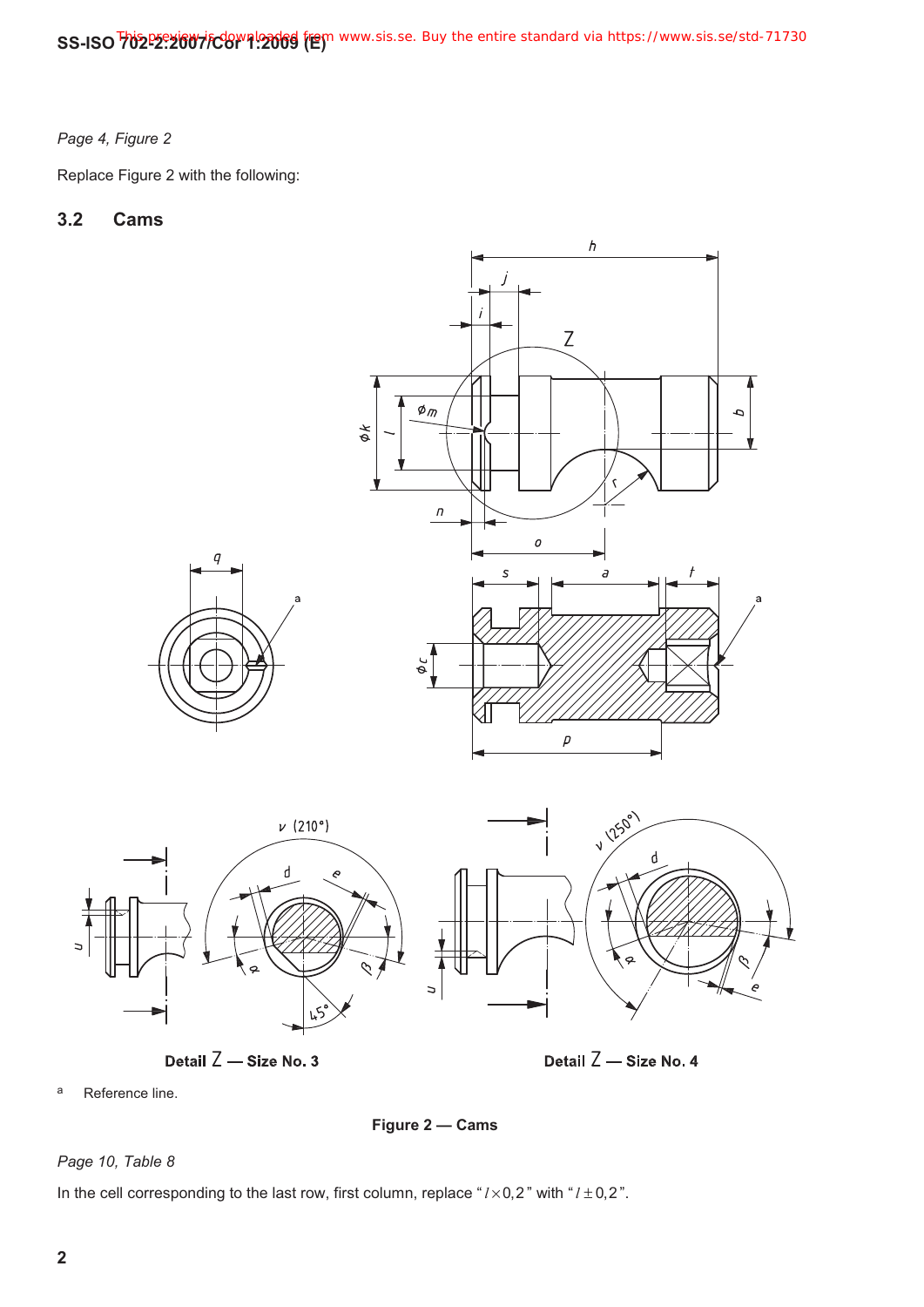*Page 4, Figure 2*

Replace Figure 2 with the following:

## 3.2 Cams

h

j

i

Z

φ k

l

φ m

b

r

n

o

q

a

s

a

t

a

φ c

p

ν (210°)

d

e

u

α

β

45°

ν (250°)

d

u

α

β

e

**Detail Z — Size No. 3**

**Detail Z — Size No. 4**

[a] Reference line.

**Figure 2 — Cams**

*Page 10, Table 8*

In the cell corresponding to the last row, first column, replace "$l \times 0{,}2$" with "$l \pm 0{,}2$".